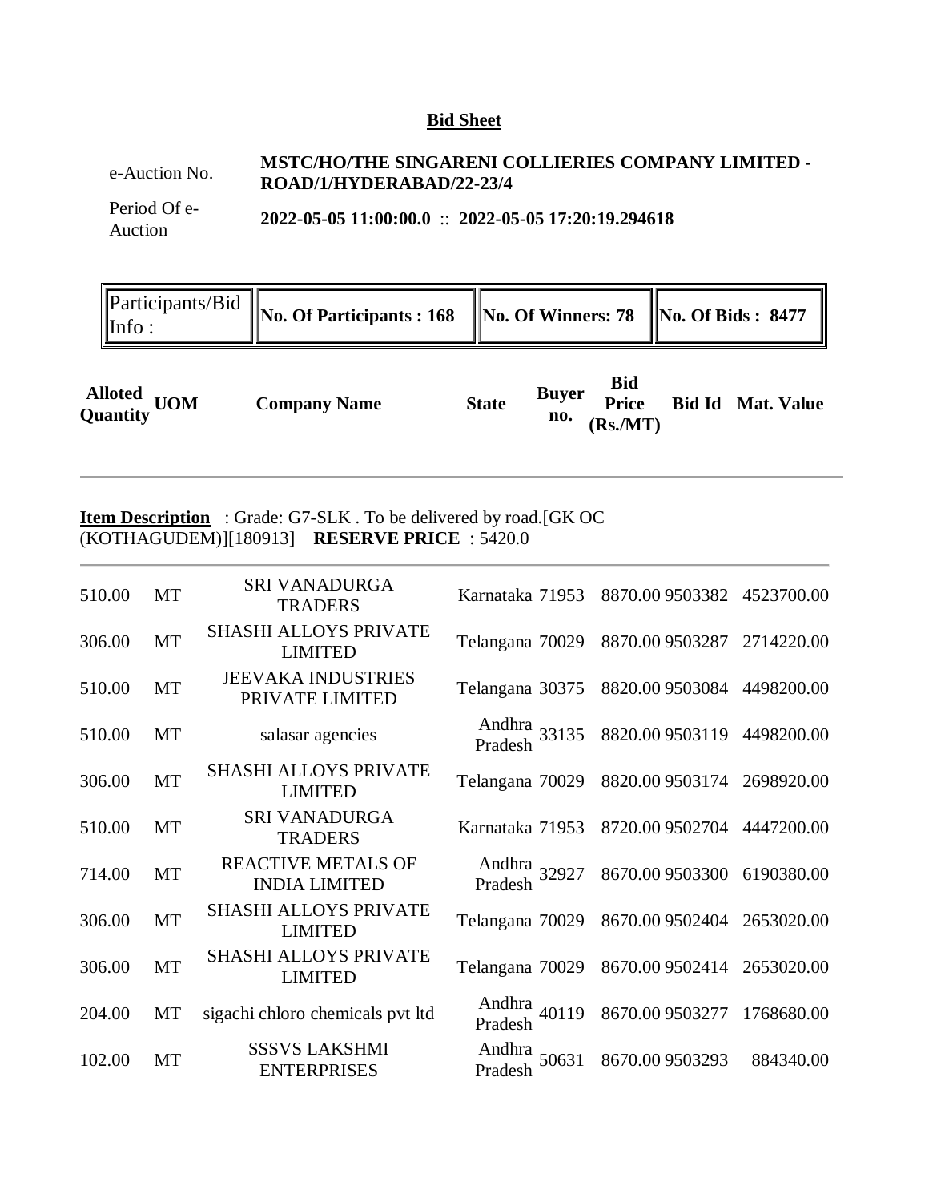## Bid Sheet

| | |
|---|---|
| e-Auction No. | **MSTC/HO/THE SINGARENI COLLIERIES COMPANY LIMITED - ROAD/1/HYDERABAD/22-23/4** |
| Period Of e-Auction | **2022-05-05 11:00:00.0** :: **2022-05-05 17:20:19.294618** |

| Participants/Bid Info : | **No. Of Participants : 168** | **No. Of Winners: 78** | **No. Of Bids : 8477** |
|---|---|---|---|

**Item Description** : Grade: G7-SLK . To be delivered by road.[GK OC (KOTHAGUDEM)][180913] **RESERVE PRICE** : 5420.0

| Alloted Quantity | UOM | Company Name | State | Buyer no. | Bid Price (Rs./MT) | Bid Id | Mat. Value |
|---|---|---|---|---|---|---|---|
| 510.00 | MT | SRI VANADURGA TRADERS | Karnataka | 71953 | 8870.00 | 9503382 | 4523700.00 |
| 306.00 | MT | SHASHI ALLOYS PRIVATE LIMITED | Telangana | 70029 | 8870.00 | 9503287 | 2714220.00 |
| 510.00 | MT | JEEVAKA INDUSTRIES PRIVATE LIMITED | Telangana | 30375 | 8820.00 | 9503084 | 4498200.00 |
| 510.00 | MT | salasar agencies | Andhra Pradesh | 33135 | 8820.00 | 9503119 | 4498200.00 |
| 306.00 | MT | SHASHI ALLOYS PRIVATE LIMITED | Telangana | 70029 | 8820.00 | 9503174 | 2698920.00 |
| 510.00 | MT | SRI VANADURGA TRADERS | Karnataka | 71953 | 8720.00 | 9502704 | 4447200.00 |
| 714.00 | MT | REACTIVE METALS OF INDIA LIMITED | Andhra Pradesh | 32927 | 8670.00 | 9503300 | 6190380.00 |
| 306.00 | MT | SHASHI ALLOYS PRIVATE LIMITED | Telangana | 70029 | 8670.00 | 9502404 | 2653020.00 |
| 306.00 | MT | SHASHI ALLOYS PRIVATE LIMITED | Telangana | 70029 | 8670.00 | 9502414 | 2653020.00 |
| 204.00 | MT | sigachi chloro chemicals pvt ltd | Andhra Pradesh | 40119 | 8670.00 | 9503277 | 1768680.00 |
| 102.00 | MT | SSSVS LAKSHMI ENTERPRISES | Andhra Pradesh | 50631 | 8670.00 | 9503293 | 884340.00 |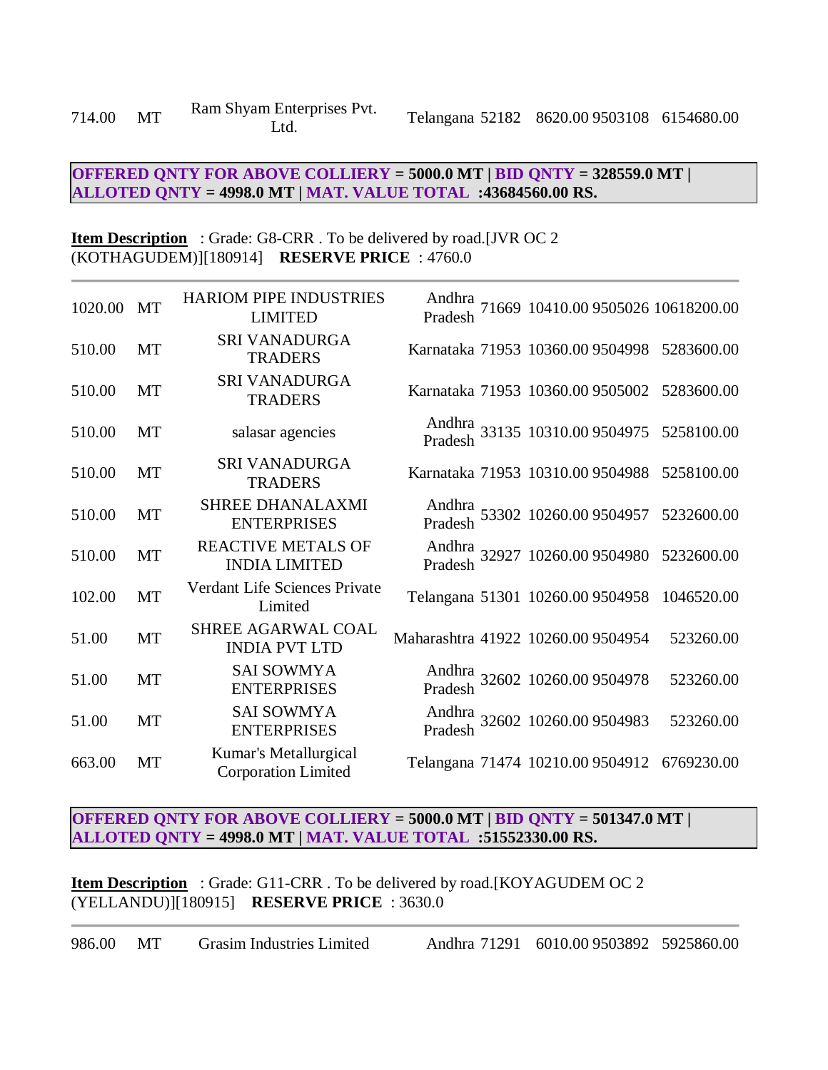| 714.00 | MT | Ram Shyam Enterprises Pvt. Ltd. | Telangana | 52182 | 8620.00 | 9503108 | 6154680.00 |
|---|---|---|---|---|---|---|---|

**OFFERED QNTY FOR ABOVE COLLIERY = 5000.0 MT | BID QNTY = 328559.0 MT | ALLOTED QNTY = 4998.0 MT | MAT. VALUE TOTAL :43684560.00 RS.**

**Item Description** : Grade: G8-CRR . To be delivered by road.[JVR OC 2 (KOTHAGUDEM)][180914] **RESERVE PRICE** : 4760.0

| | | | | | | | |
|---|---|---|---|---|---|---|---|
| 1020.00 | MT | HARIOM PIPE INDUSTRIES LIMITED | Andhra Pradesh | 71669 | 10410.00 | 9505026 | 10618200.00 |
| 510.00 | MT | SRI VANADURGA TRADERS | Karnataka | 71953 | 10360.00 | 9504998 | 5283600.00 |
| 510.00 | MT | SRI VANADURGA TRADERS | Karnataka | 71953 | 10360.00 | 9505002 | 5283600.00 |
| 510.00 | MT | salasar agencies | Andhra Pradesh | 33135 | 10310.00 | 9504975 | 5258100.00 |
| 510.00 | MT | SRI VANADURGA TRADERS | Karnataka | 71953 | 10310.00 | 9504988 | 5258100.00 |
| 510.00 | MT | SHREE DHANALAXMI ENTERPRISES | Andhra Pradesh | 53302 | 10260.00 | 9504957 | 5232600.00 |
| 510.00 | MT | REACTIVE METALS OF INDIA LIMITED | Andhra Pradesh | 32927 | 10260.00 | 9504980 | 5232600.00 |
| 102.00 | MT | Verdant Life Sciences Private Limited | Telangana | 51301 | 10260.00 | 9504958 | 1046520.00 |
| 51.00 | MT | SHREE AGARWAL COAL INDIA PVT LTD | Maharashtra | 41922 | 10260.00 | 9504954 | 523260.00 |
| 51.00 | MT | SAI SOWMYA ENTERPRISES | Andhra Pradesh | 32602 | 10260.00 | 9504978 | 523260.00 |
| 51.00 | MT | SAI SOWMYA ENTERPRISES | Andhra Pradesh | 32602 | 10260.00 | 9504983 | 523260.00 |
| 663.00 | MT | Kumar's Metallurgical Corporation Limited | Telangana | 71474 | 10210.00 | 9504912 | 6769230.00 |

**OFFERED QNTY FOR ABOVE COLLIERY = 5000.0 MT | BID QNTY = 501347.0 MT | ALLOTED QNTY = 4998.0 MT | MAT. VALUE TOTAL :51552330.00 RS.**

**Item Description** : Grade: G11-CRR . To be delivered by road.[KOYAGUDEM OC 2 (YELLANDU)][180915] **RESERVE PRICE** : 3630.0

| | | | | | | | |
|---|---|---|---|---|---|---|---|
| 986.00 | MT | Grasim Industries Limited | Andhra | 71291 | 6010.00 | 9503892 | 5925860.00 |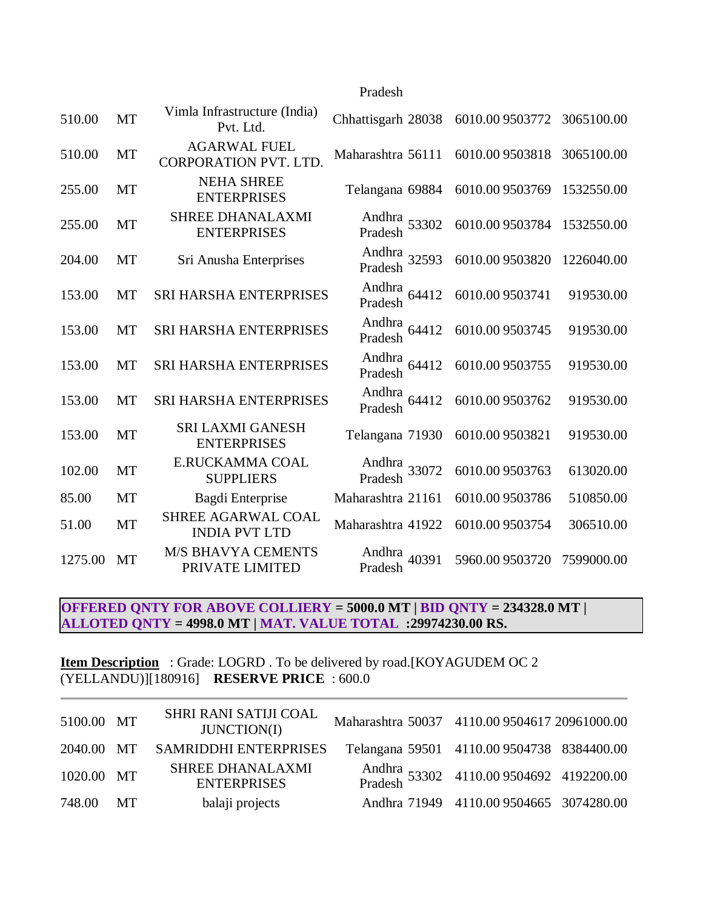| | | | Pradesh | | | | |
|---|---|---|---|---|---|---|---|
| 510.00 | MT | Vimla Infrastructure (India) Pvt. Ltd. | Chhattisgarh | 28038 | 6010.00 | 9503772 | 3065100.00 |
| 510.00 | MT | AGARWAL FUEL CORPORATION PVT. LTD. | Maharashtra | 56111 | 6010.00 | 9503818 | 3065100.00 |
| 255.00 | MT | NEHA SHREE ENTERPRISES | Telangana | 69884 | 6010.00 | 9503769 | 1532550.00 |
| 255.00 | MT | SHREE DHANALAXMI ENTERPRISES | Andhra Pradesh | 53302 | 6010.00 | 9503784 | 1532550.00 |
| 204.00 | MT | Sri Anusha Enterprises | Andhra Pradesh | 32593 | 6010.00 | 9503820 | 1226040.00 |
| 153.00 | MT | SRI HARSHA ENTERPRISES | Andhra Pradesh | 64412 | 6010.00 | 9503741 | 919530.00 |
| 153.00 | MT | SRI HARSHA ENTERPRISES | Andhra Pradesh | 64412 | 6010.00 | 9503745 | 919530.00 |
| 153.00 | MT | SRI HARSHA ENTERPRISES | Andhra Pradesh | 64412 | 6010.00 | 9503755 | 919530.00 |
| 153.00 | MT | SRI HARSHA ENTERPRISES | Andhra Pradesh | 64412 | 6010.00 | 9503762 | 919530.00 |
| 153.00 | MT | SRI LAXMI GANESH ENTERPRISES | Telangana | 71930 | 6010.00 | 9503821 | 919530.00 |
| 102.00 | MT | E.RUCKAMMA COAL SUPPLIERS | Andhra Pradesh | 33072 | 6010.00 | 9503763 | 613020.00 |
| 85.00 | MT | Bagdi Enterprise | Maharashtra | 21161 | 6010.00 | 9503786 | 510850.00 |
| 51.00 | MT | SHREE AGARWAL COAL INDIA PVT LTD | Maharashtra | 41922 | 6010.00 | 9503754 | 306510.00 |
| 1275.00 | MT | M/S BHAVYA CEMENTS PRIVATE LIMITED | Andhra Pradesh | 40391 | 5960.00 | 9503720 | 7599000.00 |

**OFFERED QNTY FOR ABOVE COLLIERY = 5000.0 MT | BID QNTY = 234328.0 MT | ALLOTED QNTY = 4998.0 MT | MAT. VALUE TOTAL :29974230.00 RS.**

**Item Description** : Grade: LOGRD . To be delivered by road.[KOYAGUDEM OC 2 (YELLANDU)][180916] **RESERVE PRICE** : 600.0

| | | | | | | | |
|---|---|---|---|---|---|---|---|
| 5100.00 | MT | SHRI RANI SATIJI COAL JUNCTION(I) | Maharashtra | 50037 | 4110.00 | 9504617 | 20961000.00 |
| 2040.00 | MT | SAMRIDDHI ENTERPRISES | Telangana | 59501 | 4110.00 | 9504738 | 8384400.00 |
| 1020.00 | MT | SHREE DHANALAXMI ENTERPRISES | Andhra Pradesh | 53302 | 4110.00 | 9504692 | 4192200.00 |
| 748.00 | MT | balaji projects | Andhra | 71949 | 4110.00 | 9504665 | 3074280.00 |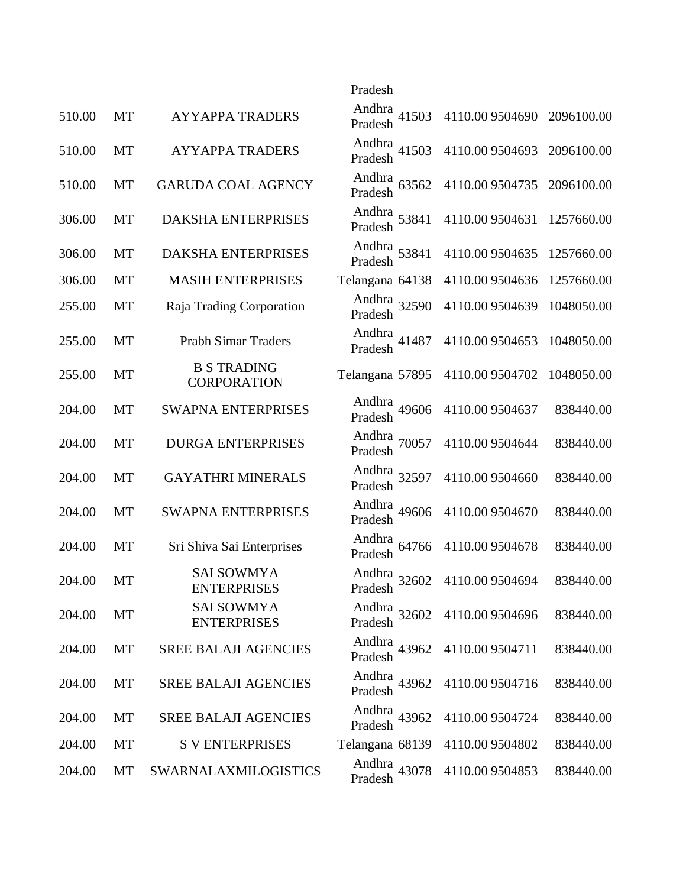| | | | Pradesh | | | | |
|---|---|---|---|---|---|---|---|
| 510.00 | MT | AYYAPPA TRADERS | Andhra Pradesh | 41503 | 4110.00 | 9504690 | 2096100.00 |
| 510.00 | MT | AYYAPPA TRADERS | Andhra Pradesh | 41503 | 4110.00 | 9504693 | 2096100.00 |
| 510.00 | MT | GARUDA COAL AGENCY | Andhra Pradesh | 63562 | 4110.00 | 9504735 | 2096100.00 |
| 306.00 | MT | DAKSHA ENTERPRISES | Andhra Pradesh | 53841 | 4110.00 | 9504631 | 1257660.00 |
| 306.00 | MT | DAKSHA ENTERPRISES | Andhra Pradesh | 53841 | 4110.00 | 9504635 | 1257660.00 |
| 306.00 | MT | MASIH ENTERPRISES | Telangana | 64138 | 4110.00 | 9504636 | 1257660.00 |
| 255.00 | MT | Raja Trading Corporation | Andhra Pradesh | 32590 | 4110.00 | 9504639 | 1048050.00 |
| 255.00 | MT | Prabh Simar Traders | Andhra Pradesh | 41487 | 4110.00 | 9504653 | 1048050.00 |
| 255.00 | MT | B S TRADING CORPORATION | Telangana | 57895 | 4110.00 | 9504702 | 1048050.00 |
| 204.00 | MT | SWAPNA ENTERPRISES | Andhra Pradesh | 49606 | 4110.00 | 9504637 | 838440.00 |
| 204.00 | MT | DURGA ENTERPRISES | Andhra Pradesh | 70057 | 4110.00 | 9504644 | 838440.00 |
| 204.00 | MT | GAYATHRI MINERALS | Andhra Pradesh | 32597 | 4110.00 | 9504660 | 838440.00 |
| 204.00 | MT | SWAPNA ENTERPRISES | Andhra Pradesh | 49606 | 4110.00 | 9504670 | 838440.00 |
| 204.00 | MT | Sri Shiva Sai Enterprises | Andhra Pradesh | 64766 | 4110.00 | 9504678 | 838440.00 |
| 204.00 | MT | SAI SOWMYA ENTERPRISES | Andhra Pradesh | 32602 | 4110.00 | 9504694 | 838440.00 |
| 204.00 | MT | SAI SOWMYA ENTERPRISES | Andhra Pradesh | 32602 | 4110.00 | 9504696 | 838440.00 |
| 204.00 | MT | SREE BALAJI AGENCIES | Andhra Pradesh | 43962 | 4110.00 | 9504711 | 838440.00 |
| 204.00 | MT | SREE BALAJI AGENCIES | Andhra Pradesh | 43962 | 4110.00 | 9504716 | 838440.00 |
| 204.00 | MT | SREE BALAJI AGENCIES | Andhra Pradesh | 43962 | 4110.00 | 9504724 | 838440.00 |
| 204.00 | MT | S V ENTERPRISES | Telangana | 68139 | 4110.00 | 9504802 | 838440.00 |
| 204.00 | MT | SWARNALAXMILOGISTICS | Andhra Pradesh | 43078 | 4110.00 | 9504853 | 838440.00 |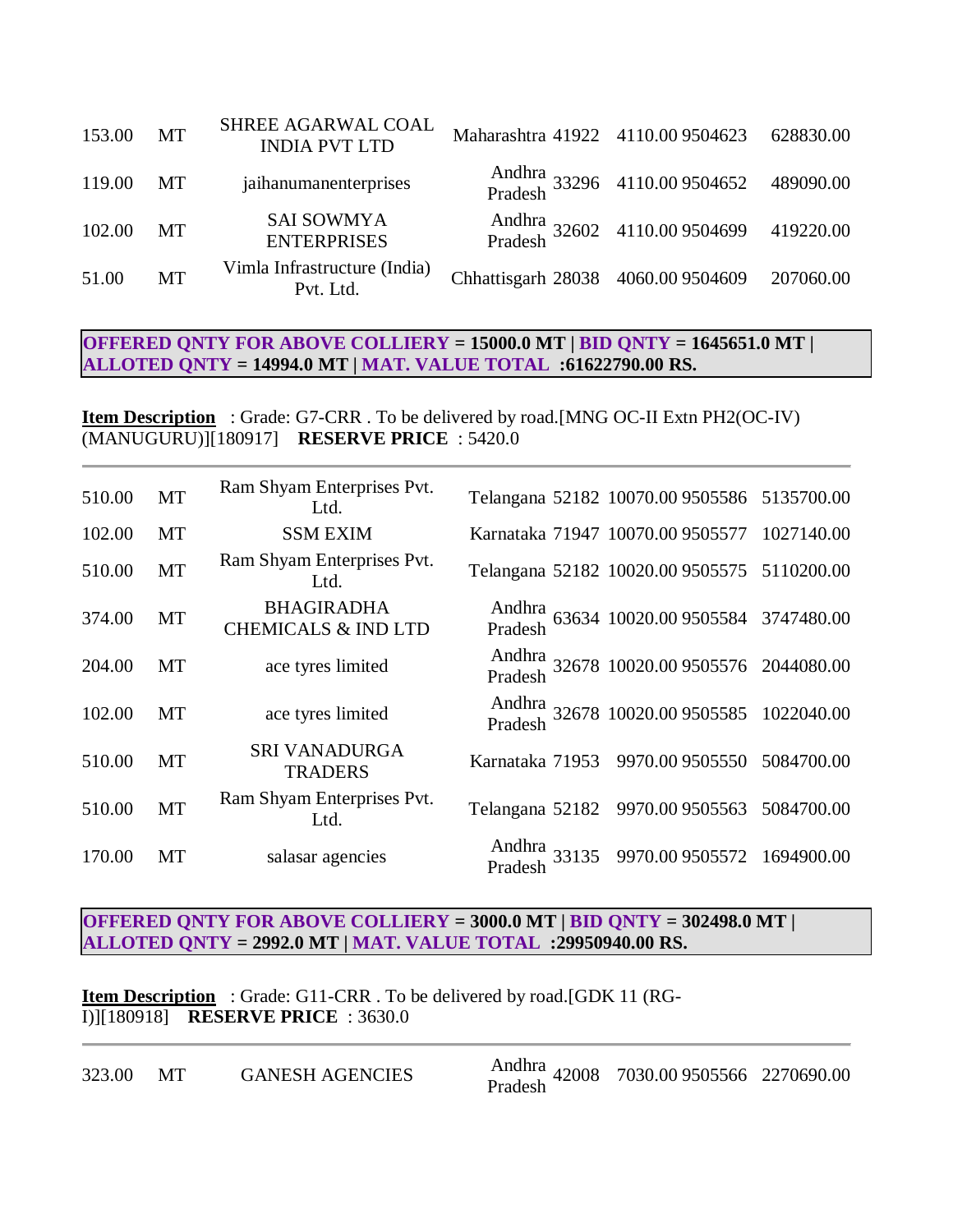| | | | | | | | |
|---|---|---|---|---|---|---|---|
| 153.00 | MT | SHREE AGARWAL COAL INDIA PVT LTD | Maharashtra | 41922 | 4110.00 | 9504623 | 628830.00 |
| 119.00 | MT | jaihanumanenterprises | Andhra Pradesh | 33296 | 4110.00 | 9504652 | 489090.00 |
| 102.00 | MT | SAI SOWMYA ENTERPRISES | Andhra Pradesh | 32602 | 4110.00 | 9504699 | 419220.00 |
| 51.00 | MT | Vimla Infrastructure (India) Pvt. Ltd. | Chhattisgarh | 28038 | 4060.00 | 9504609 | 207060.00 |

**OFFERED QNTY FOR ABOVE COLLIERY = 15000.0 MT | BID QNTY = 1645651.0 MT | ALLOTED QNTY = 14994.0 MT | MAT. VALUE TOTAL :61622790.00 RS.**

**Item Description** : Grade: G7-CRR . To be delivered by road.[MNG OC-II Extn PH2(OC-IV) (MANUGURU)][180917] **RESERVE PRICE** : 5420.0

| | | | | | | | |
|---|---|---|---|---|---|---|---|
| 510.00 | MT | Ram Shyam Enterprises Pvt. Ltd. | Telangana | 52182 | 10070.00 | 9505586 | 5135700.00 |
| 102.00 | MT | SSM EXIM | Karnataka | 71947 | 10070.00 | 9505577 | 1027140.00 |
| 510.00 | MT | Ram Shyam Enterprises Pvt. Ltd. | Telangana | 52182 | 10020.00 | 9505575 | 5110200.00 |
| 374.00 | MT | BHAGIRADHA CHEMICALS & IND LTD | Andhra Pradesh | 63634 | 10020.00 | 9505584 | 3747480.00 |
| 204.00 | MT | ace tyres limited | Andhra Pradesh | 32678 | 10020.00 | 9505576 | 2044080.00 |
| 102.00 | MT | ace tyres limited | Andhra Pradesh | 32678 | 10020.00 | 9505585 | 1022040.00 |
| 510.00 | MT | SRI VANADURGA TRADERS | Karnataka | 71953 | 9970.00 | 9505550 | 5084700.00 |
| 510.00 | MT | Ram Shyam Enterprises Pvt. Ltd. | Telangana | 52182 | 9970.00 | 9505563 | 5084700.00 |
| 170.00 | MT | salasar agencies | Andhra Pradesh | 33135 | 9970.00 | 9505572 | 1694900.00 |

**OFFERED QNTY FOR ABOVE COLLIERY = 3000.0 MT | BID QNTY = 302498.0 MT | ALLOTED QNTY = 2992.0 MT | MAT. VALUE TOTAL :29950940.00 RS.**

**Item Description** : Grade: G11-CRR . To be delivered by road.[GDK 11 (RG-I)][180918] **RESERVE PRICE** : 3630.0

| | | | | | | | |
|---|---|---|---|---|---|---|---|
| 323.00 | MT | GANESH AGENCIES | Andhra Pradesh | 42008 | 7030.00 | 9505566 | 2270690.00 |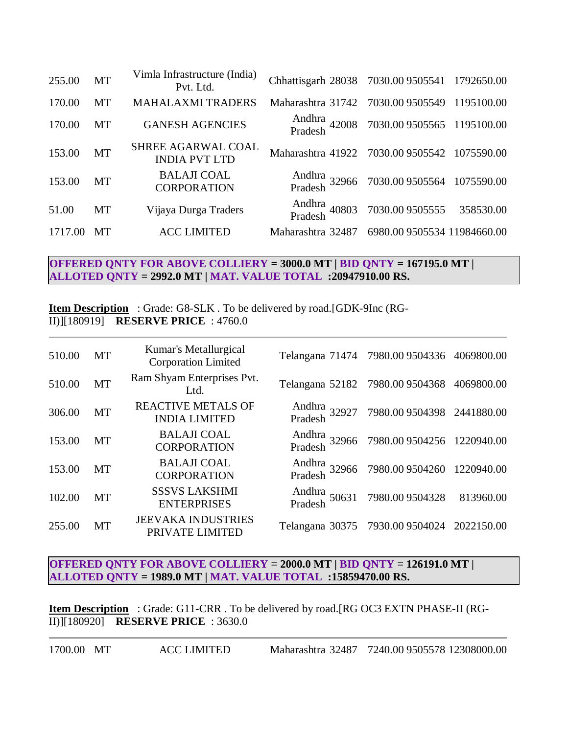| | | | | | | | |
|---|---|---|---|---|---|---|---|
| 255.00 | MT | Vimla Infrastructure (India) Pvt. Ltd. | Chhattisgarh | 28038 | 7030.00 | 9505541 | 1792650.00 |
| 170.00 | MT | MAHALAXMI TRADERS | Maharashtra | 31742 | 7030.00 | 9505549 | 1195100.00 |
| 170.00 | MT | GANESH AGENCIES | Andhra Pradesh | 42008 | 7030.00 | 9505565 | 1195100.00 |
| 153.00 | MT | SHREE AGARWAL COAL INDIA PVT LTD | Maharashtra | 41922 | 7030.00 | 9505542 | 1075590.00 |
| 153.00 | MT | BALAJI COAL CORPORATION | Andhra Pradesh | 32966 | 7030.00 | 9505564 | 1075590.00 |
| 51.00 | MT | Vijaya Durga Traders | Andhra Pradesh | 40803 | 7030.00 | 9505555 | 358530.00 |
| 1717.00 | MT | ACC LIMITED | Maharashtra | 32487 | 6980.00 | 9505534 | 11984660.00 |

**OFFERED QNTY FOR ABOVE COLLIERY = 3000.0 MT | BID QNTY = 167195.0 MT | ALLOTED QNTY = 2992.0 MT | MAT. VALUE TOTAL :20947910.00 RS.**

**Item Description** : Grade: G8-SLK . To be delivered by road.[GDK-9Inc (RG-II)][180919] **RESERVE PRICE** : 4760.0

| | | | | | | | |
|---|---|---|---|---|---|---|---|
| 510.00 | MT | Kumar's Metallurgical Corporation Limited | Telangana | 71474 | 7980.00 | 9504336 | 4069800.00 |
| 510.00 | MT | Ram Shyam Enterprises Pvt. Ltd. | Telangana | 52182 | 7980.00 | 9504368 | 4069800.00 |
| 306.00 | MT | REACTIVE METALS OF INDIA LIMITED | Andhra Pradesh | 32927 | 7980.00 | 9504398 | 2441880.00 |
| 153.00 | MT | BALAJI COAL CORPORATION | Andhra Pradesh | 32966 | 7980.00 | 9504256 | 1220940.00 |
| 153.00 | MT | BALAJI COAL CORPORATION | Andhra Pradesh | 32966 | 7980.00 | 9504260 | 1220940.00 |
| 102.00 | MT | SSSVS LAKSHMI ENTERPRISES | Andhra Pradesh | 50631 | 7980.00 | 9504328 | 813960.00 |
| 255.00 | MT | JEEVAKA INDUSTRIES PRIVATE LIMITED | Telangana | 30375 | 7930.00 | 9504024 | 2022150.00 |

**OFFERED QNTY FOR ABOVE COLLIERY = 2000.0 MT | BID QNTY = 126191.0 MT | ALLOTED QNTY = 1989.0 MT | MAT. VALUE TOTAL :15859470.00 RS.**

**Item Description** : Grade: G11-CRR . To be delivered by road.[RG OC3 EXTN PHASE-II (RG-II)][180920] **RESERVE PRICE** : 3630.0

| | | | | | | | |
|---|---|---|---|---|---|---|---|
| 1700.00 | MT | ACC LIMITED | Maharashtra | 32487 | 7240.00 | 9505578 | 12308000.00 |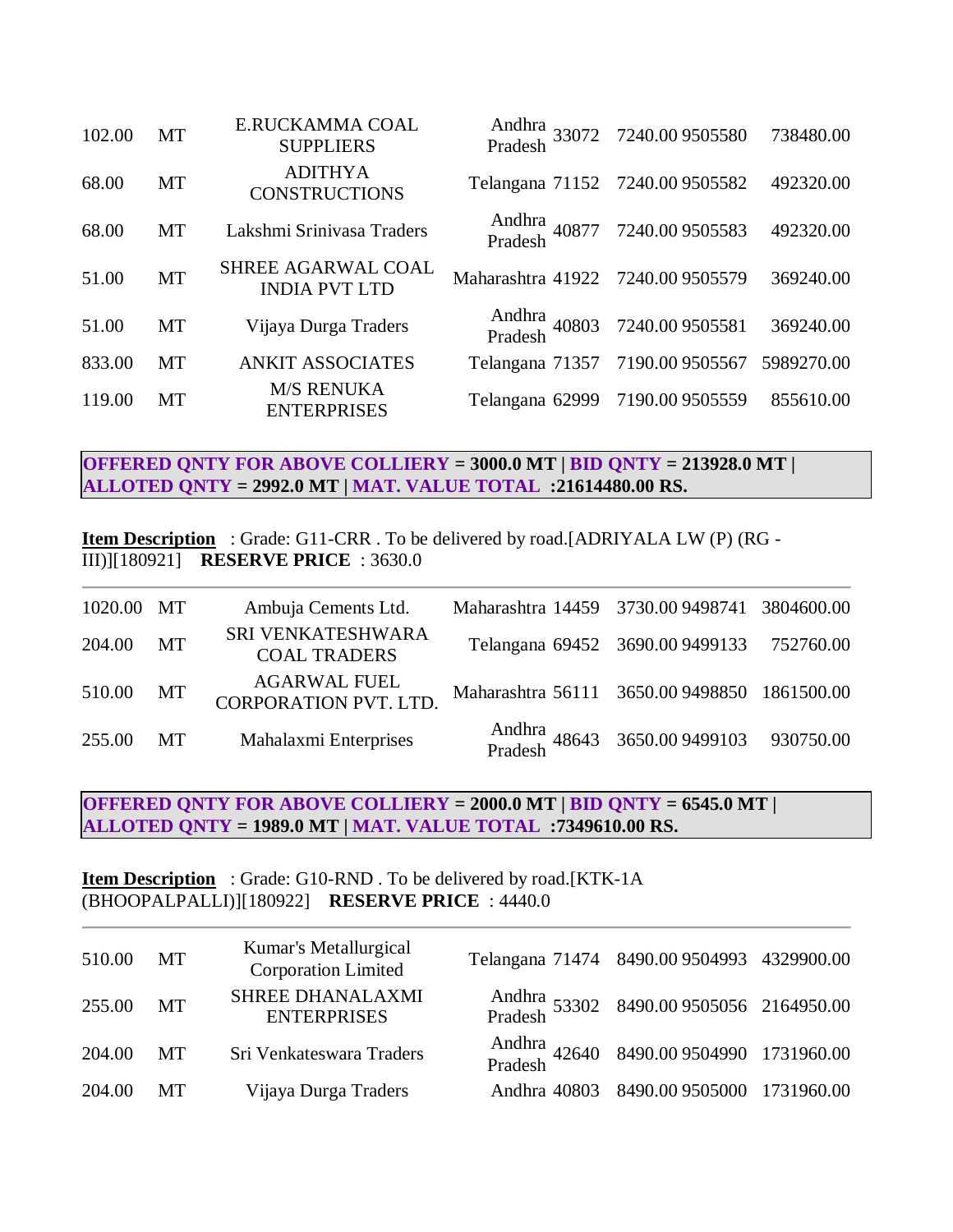| | | | | | | | |
|---|---|---|---|---|---|---|---|
| 102.00 | MT | E.RUCKAMMA COAL SUPPLIERS | Andhra Pradesh | 33072 | 7240.00 | 9505580 | 738480.00 |
| 68.00 | MT | ADITHYA CONSTRUCTIONS | Telangana | 71152 | 7240.00 | 9505582 | 492320.00 |
| 68.00 | MT | Lakshmi Srinivasa Traders | Andhra Pradesh | 40877 | 7240.00 | 9505583 | 492320.00 |
| 51.00 | MT | SHREE AGARWAL COAL INDIA PVT LTD | Maharashtra | 41922 | 7240.00 | 9505579 | 369240.00 |
| 51.00 | MT | Vijaya Durga Traders | Andhra Pradesh | 40803 | 7240.00 | 9505581 | 369240.00 |
| 833.00 | MT | ANKIT ASSOCIATES | Telangana | 71357 | 7190.00 | 9505567 | 5989270.00 |
| 119.00 | MT | M/S RENUKA ENTERPRISES | Telangana | 62999 | 7190.00 | 9505559 | 855610.00 |

**OFFERED QNTY FOR ABOVE COLLIERY = 3000.0 MT | BID QNTY = 213928.0 MT | ALLOTED QNTY = 2992.0 MT | MAT. VALUE TOTAL :21614480.00 RS.**

**Item Description** : Grade: G11-CRR . To be delivered by road.[ADRIYALA LW (P) (RG - III)][180921] **RESERVE PRICE** : 3630.0

| | | | | | | | |
|---|---|---|---|---|---|---|---|
| 1020.00 | MT | Ambuja Cements Ltd. | Maharashtra | 14459 | 3730.00 | 9498741 | 3804600.00 |
| 204.00 | MT | SRI VENKATESHWARA COAL TRADERS | Telangana | 69452 | 3690.00 | 9499133 | 752760.00 |
| 510.00 | MT | AGARWAL FUEL CORPORATION PVT. LTD. | Maharashtra | 56111 | 3650.00 | 9498850 | 1861500.00 |
| 255.00 | MT | Mahalaxmi Enterprises | Andhra Pradesh | 48643 | 3650.00 | 9499103 | 930750.00 |

**OFFERED QNTY FOR ABOVE COLLIERY = 2000.0 MT | BID QNTY = 6545.0 MT | ALLOTED QNTY = 1989.0 MT | MAT. VALUE TOTAL :7349610.00 RS.**

**Item Description** : Grade: G10-RND . To be delivered by road.[KTK-1A (BHOOPALPALLI)][180922] **RESERVE PRICE** : 4440.0

| | | | | | | | |
|---|---|---|---|---|---|---|---|
| 510.00 | MT | Kumar's Metallurgical Corporation Limited | Telangana | 71474 | 8490.00 | 9504993 | 4329900.00 |
| 255.00 | MT | SHREE DHANALAXMI ENTERPRISES | Andhra Pradesh | 53302 | 8490.00 | 9505056 | 2164950.00 |
| 204.00 | MT | Sri Venkateswara Traders | Andhra Pradesh | 42640 | 8490.00 | 9504990 | 1731960.00 |
| 204.00 | MT | Vijaya Durga Traders | Andhra | 40803 | 8490.00 | 9505000 | 1731960.00 |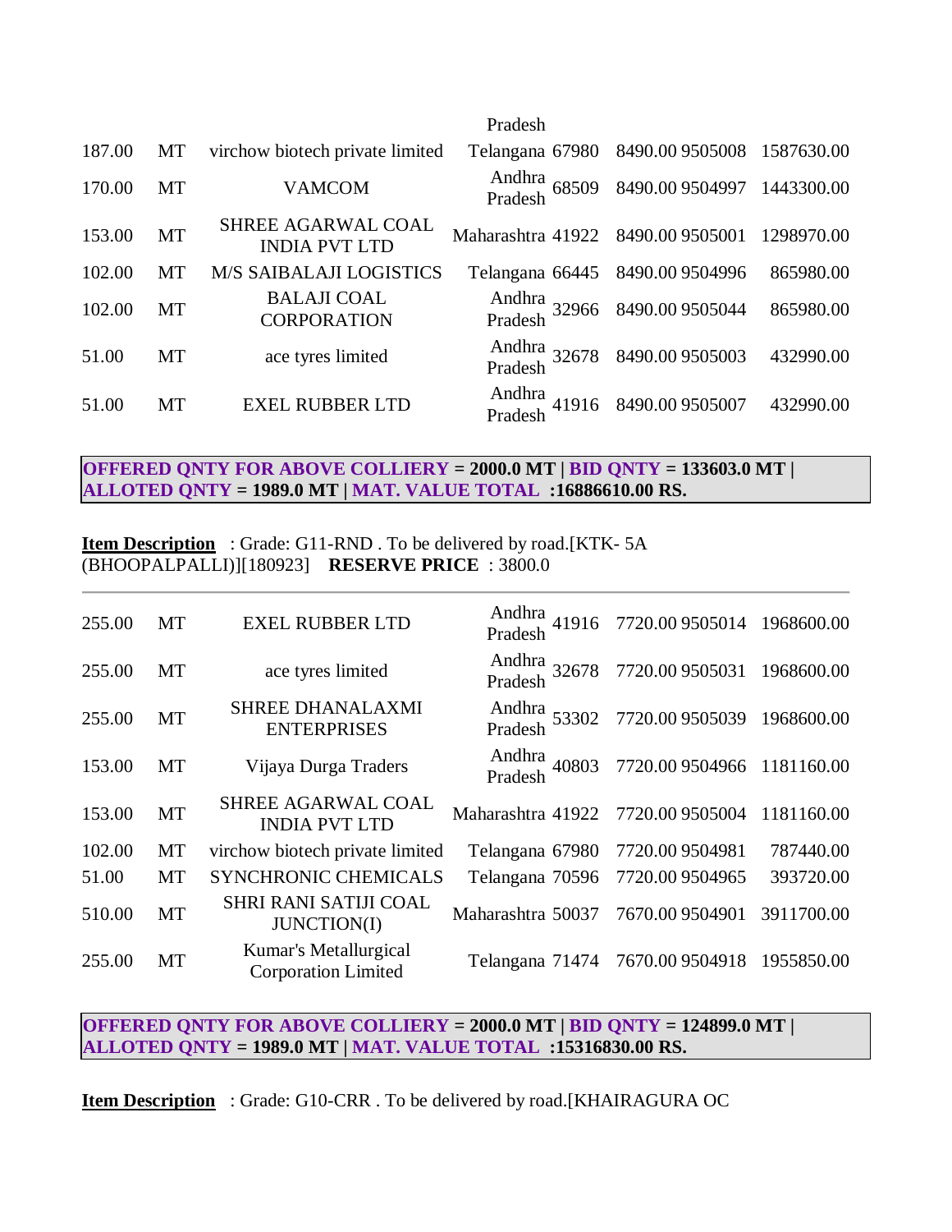| | | | | | | | |
|---|---|---|---|---|---|---|---|
| | | | Pradesh | | | | |
| 187.00 | MT | virchow biotech private limited | Telangana | 67980 | 8490.00 | 9505008 | 1587630.00 |
| 170.00 | MT | VAMCOM | Andhra Pradesh | 68509 | 8490.00 | 9504997 | 1443300.00 |
| 153.00 | MT | SHREE AGARWAL COAL INDIA PVT LTD | Maharashtra | 41922 | 8490.00 | 9505001 | 1298970.00 |
| 102.00 | MT | M/S SAIBALAJI LOGISTICS | Telangana | 66445 | 8490.00 | 9504996 | 865980.00 |
| 102.00 | MT | BALAJI COAL CORPORATION | Andhra Pradesh | 32966 | 8490.00 | 9505044 | 865980.00 |
| 51.00 | MT | ace tyres limited | Andhra Pradesh | 32678 | 8490.00 | 9505003 | 432990.00 |
| 51.00 | MT | EXEL RUBBER LTD | Andhra Pradesh | 41916 | 8490.00 | 9505007 | 432990.00 |

**OFFERED QNTY FOR ABOVE COLLIERY = 2000.0 MT | BID QNTY = 133603.0 MT | ALLOTED QNTY = 1989.0 MT | MAT. VALUE TOTAL :16886610.00 RS.**

**Item Description** : Grade: G11-RND . To be delivered by road.[KTK- 5A (BHOOPALPALLI)][180923] **RESERVE PRICE** : 3800.0

| | | | | | | | |
|---|---|---|---|---|---|---|---|
| 255.00 | MT | EXEL RUBBER LTD | Andhra Pradesh | 41916 | 7720.00 | 9505014 | 1968600.00 |
| 255.00 | MT | ace tyres limited | Andhra Pradesh | 32678 | 7720.00 | 9505031 | 1968600.00 |
| 255.00 | MT | SHREE DHANALAXMI ENTERPRISES | Andhra Pradesh | 53302 | 7720.00 | 9505039 | 1968600.00 |
| 153.00 | MT | Vijaya Durga Traders | Andhra Pradesh | 40803 | 7720.00 | 9504966 | 1181160.00 |
| 153.00 | MT | SHREE AGARWAL COAL INDIA PVT LTD | Maharashtra | 41922 | 7720.00 | 9505004 | 1181160.00 |
| 102.00 | MT | virchow biotech private limited | Telangana | 67980 | 7720.00 | 9504981 | 787440.00 |
| 51.00 | MT | SYNCHRONIC CHEMICALS | Telangana | 70596 | 7720.00 | 9504965 | 393720.00 |
| 510.00 | MT | SHRI RANI SATIJI COAL JUNCTION(I) | Maharashtra | 50037 | 7670.00 | 9504901 | 3911700.00 |
| 255.00 | MT | Kumar's Metallurgical Corporation Limited | Telangana | 71474 | 7670.00 | 9504918 | 1955850.00 |

**OFFERED QNTY FOR ABOVE COLLIERY = 2000.0 MT | BID QNTY = 124899.0 MT | ALLOTED QNTY = 1989.0 MT | MAT. VALUE TOTAL :15316830.00 RS.**

**Item Description** : Grade: G10-CRR . To be delivered by road.[KHAIRAGURA OC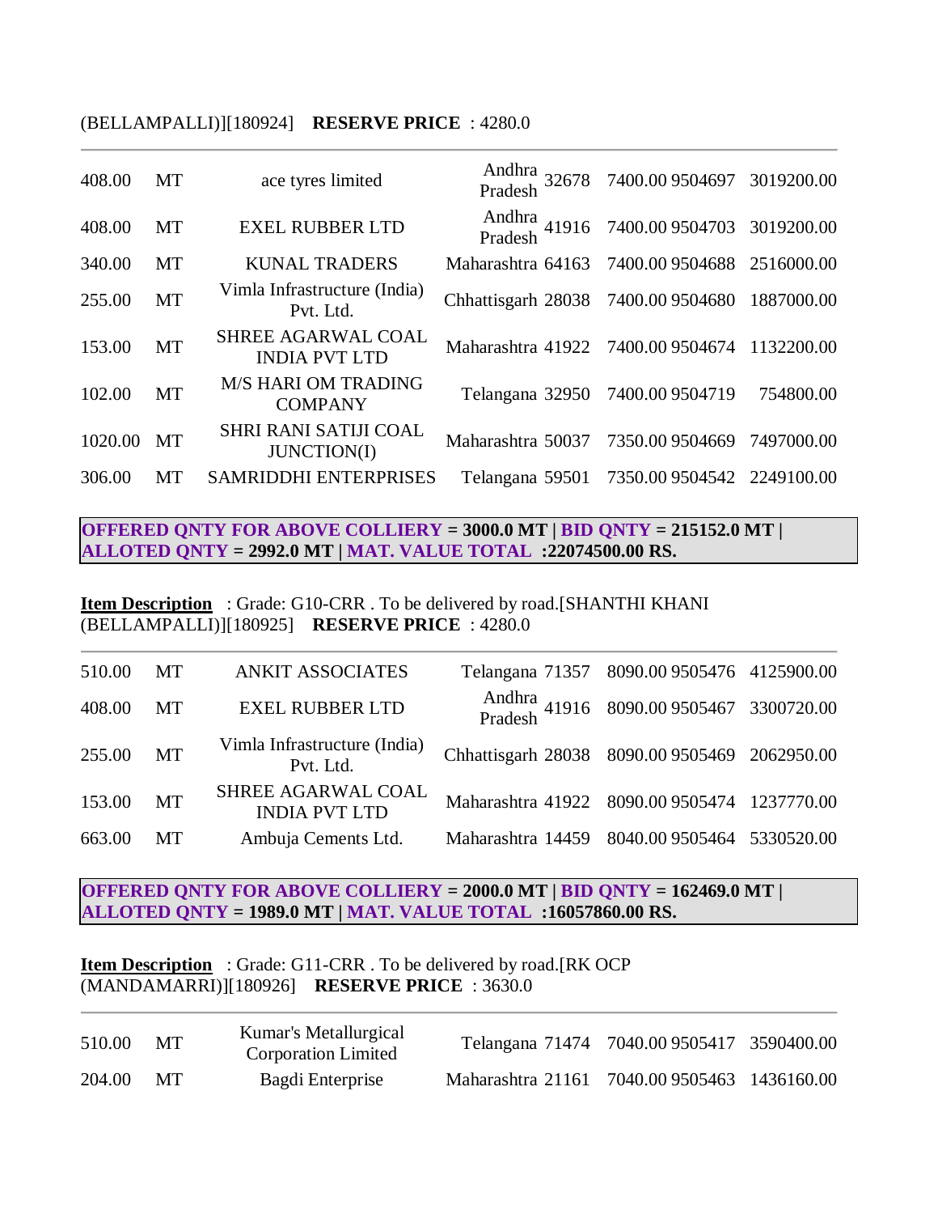(BELLAMPALLI)][180924] **RESERVE PRICE** : 4280.0

| | | | | | | | |
|---|---|---|---|---|---|---|---|
| 408.00 | MT | ace tyres limited | Andhra Pradesh | 32678 | 7400.00 | 9504697 | 3019200.00 |
| 408.00 | MT | EXEL RUBBER LTD | Andhra Pradesh | 41916 | 7400.00 | 9504703 | 3019200.00 |
| 340.00 | MT | KUNAL TRADERS | Maharashtra | 64163 | 7400.00 | 9504688 | 2516000.00 |
| 255.00 | MT | Vimla Infrastructure (India) Pvt. Ltd. | Chhattisgarh | 28038 | 7400.00 | 9504680 | 1887000.00 |
| 153.00 | MT | SHREE AGARWAL COAL INDIA PVT LTD | Maharashtra | 41922 | 7400.00 | 9504674 | 1132200.00 |
| 102.00 | MT | M/S HARI OM TRADING COMPANY | Telangana | 32950 | 7400.00 | 9504719 | 754800.00 |
| 1020.00 | MT | SHRI RANI SATIJI COAL JUNCTION(I) | Maharashtra | 50037 | 7350.00 | 9504669 | 7497000.00 |
| 306.00 | MT | SAMRIDDHI ENTERPRISES | Telangana | 59501 | 7350.00 | 9504542 | 2249100.00 |

**OFFERED QNTY FOR ABOVE COLLIERY = 3000.0 MT | BID QNTY = 215152.0 MT | ALLOTED QNTY = 2992.0 MT | MAT. VALUE TOTAL :22074500.00 RS.**

**Item Description** : Grade: G10-CRR . To be delivered by road.[SHANTHI KHANI (BELLAMPALLI)][180925] **RESERVE PRICE** : 4280.0

| | | | | | | | |
|---|---|---|---|---|---|---|---|
| 510.00 | MT | ANKIT ASSOCIATES | Telangana | 71357 | 8090.00 | 9505476 | 4125900.00 |
| 408.00 | MT | EXEL RUBBER LTD | Andhra Pradesh | 41916 | 8090.00 | 9505467 | 3300720.00 |
| 255.00 | MT | Vimla Infrastructure (India) Pvt. Ltd. | Chhattisgarh | 28038 | 8090.00 | 9505469 | 2062950.00 |
| 153.00 | MT | SHREE AGARWAL COAL INDIA PVT LTD | Maharashtra | 41922 | 8090.00 | 9505474 | 1237770.00 |
| 663.00 | MT | Ambuja Cements Ltd. | Maharashtra | 14459 | 8040.00 | 9505464 | 5330520.00 |

**OFFERED QNTY FOR ABOVE COLLIERY = 2000.0 MT | BID QNTY = 162469.0 MT | ALLOTED QNTY = 1989.0 MT | MAT. VALUE TOTAL :16057860.00 RS.**

**Item Description** : Grade: G11-CRR . To be delivered by road.[RK OCP (MANDAMARRI)][180926] **RESERVE PRICE** : 3630.0

| | | | | | | | |
|---|---|---|---|---|---|---|---|
| 510.00 | MT | Kumar's Metallurgical Corporation Limited | Telangana | 71474 | 7040.00 | 9505417 | 3590400.00 |
| 204.00 | MT | Bagdi Enterprise | Maharashtra | 21161 | 7040.00 | 9505463 | 1436160.00 |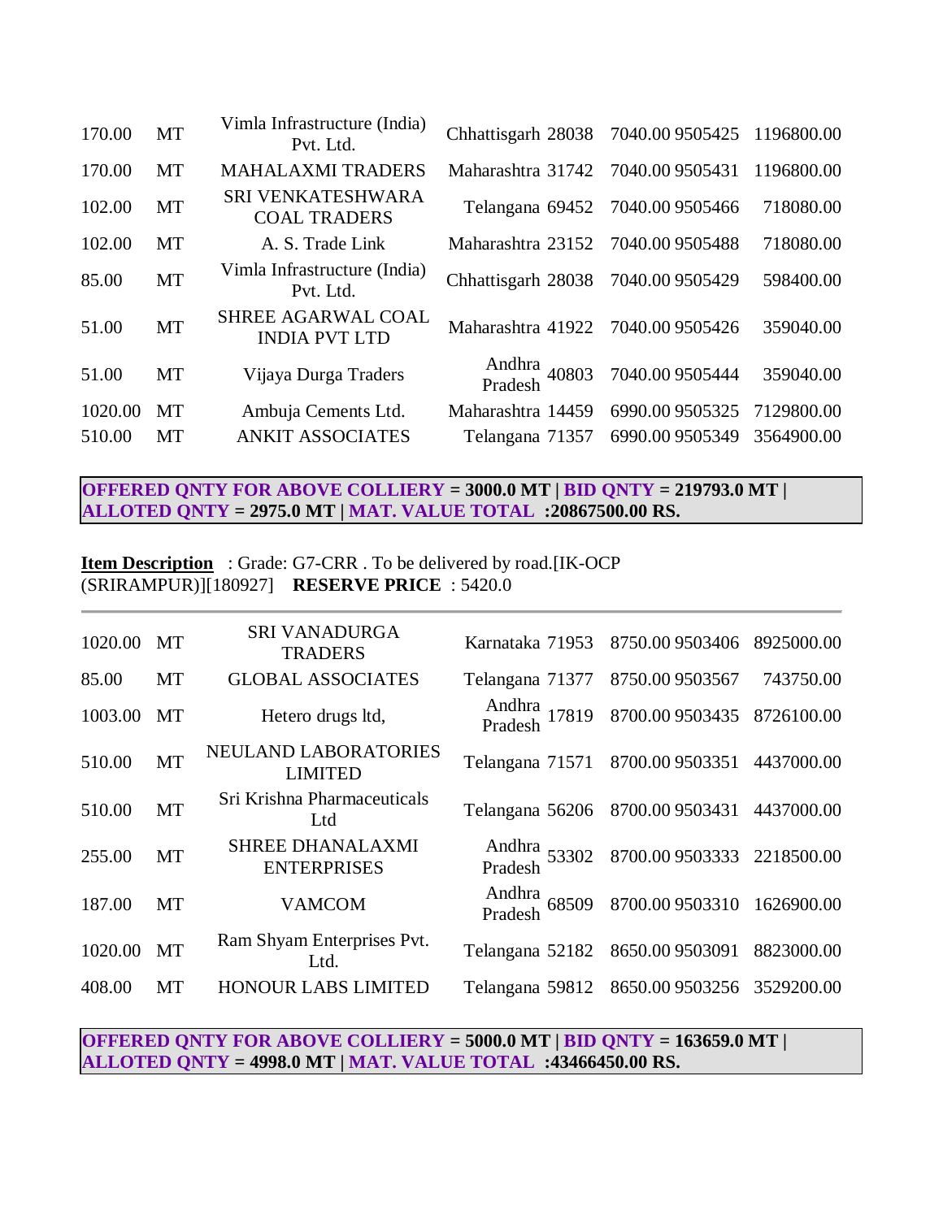| | | | | | | | |
|---|---|---|---|---|---|---|---|
| 170.00 | MT | Vimla Infrastructure (India) Pvt. Ltd. | Chhattisgarh | 28038 | 7040.00 | 9505425 | 1196800.00 |
| 170.00 | MT | MAHALAXMI TRADERS | Maharashtra | 31742 | 7040.00 | 9505431 | 1196800.00 |
| 102.00 | MT | SRI VENKATESHWARA COAL TRADERS | Telangana | 69452 | 7040.00 | 9505466 | 718080.00 |
| 102.00 | MT | A. S. Trade Link | Maharashtra | 23152 | 7040.00 | 9505488 | 718080.00 |
| 85.00 | MT | Vimla Infrastructure (India) Pvt. Ltd. | Chhattisgarh | 28038 | 7040.00 | 9505429 | 598400.00 |
| 51.00 | MT | SHREE AGARWAL COAL INDIA PVT LTD | Maharashtra | 41922 | 7040.00 | 9505426 | 359040.00 |
| 51.00 | MT | Vijaya Durga Traders | Andhra Pradesh | 40803 | 7040.00 | 9505444 | 359040.00 |
| 1020.00 | MT | Ambuja Cements Ltd. | Maharashtra | 14459 | 6990.00 | 9505325 | 7129800.00 |
| 510.00 | MT | ANKIT ASSOCIATES | Telangana | 71357 | 6990.00 | 9505349 | 3564900.00 |

**OFFERED QNTY FOR ABOVE COLLIERY = 3000.0 MT | BID QNTY = 219793.0 MT | ALLOTED QNTY = 2975.0 MT | MAT. VALUE TOTAL :20867500.00 RS.**

**Item Description** : Grade: G7-CRR . To be delivered by road.[IK-OCP (SRIRAMPUR)][180927] **RESERVE PRICE** : 5420.0

| | | | | | | | |
|---|---|---|---|---|---|---|---|
| 1020.00 | MT | SRI VANADURGA TRADERS | Karnataka | 71953 | 8750.00 | 9503406 | 8925000.00 |
| 85.00 | MT | GLOBAL ASSOCIATES | Telangana | 71377 | 8750.00 | 9503567 | 743750.00 |
| 1003.00 | MT | Hetero drugs ltd, | Andhra Pradesh | 17819 | 8700.00 | 9503435 | 8726100.00 |
| 510.00 | MT | NEULAND LABORATORIES LIMITED | Telangana | 71571 | 8700.00 | 9503351 | 4437000.00 |
| 510.00 | MT | Sri Krishna Pharmaceuticals Ltd | Telangana | 56206 | 8700.00 | 9503431 | 4437000.00 |
| 255.00 | MT | SHREE DHANALAXMI ENTERPRISES | Andhra Pradesh | 53302 | 8700.00 | 9503333 | 2218500.00 |
| 187.00 | MT | VAMCOM | Andhra Pradesh | 68509 | 8700.00 | 9503310 | 1626900.00 |
| 1020.00 | MT | Ram Shyam Enterprises Pvt. Ltd. | Telangana | 52182 | 8650.00 | 9503091 | 8823000.00 |
| 408.00 | MT | HONOUR LABS LIMITED | Telangana | 59812 | 8650.00 | 9503256 | 3529200.00 |

**OFFERED QNTY FOR ABOVE COLLIERY = 5000.0 MT | BID QNTY = 163659.0 MT | ALLOTED QNTY = 4998.0 MT | MAT. VALUE TOTAL :43466450.00 RS.**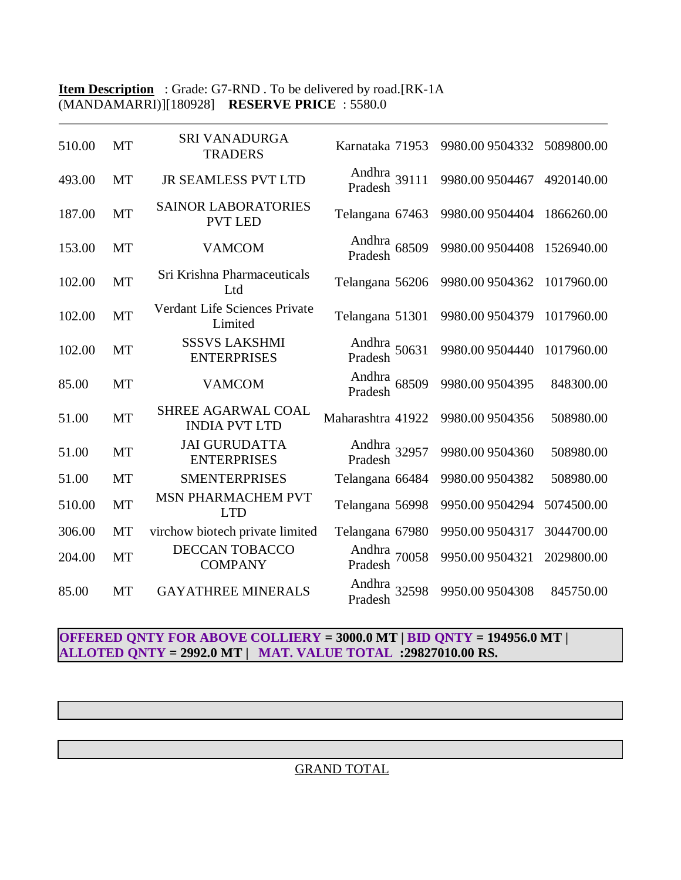**Item Description** : Grade: G7-RND . To be delivered by road.[RK-1A (MANDAMARRI)][180928] **RESERVE PRICE** : 5580.0

| | | | | | | | |
|---|---|---|---|---|---|---|---|
| 510.00 | MT | SRI VANADURGA TRADERS | Karnataka | 71953 | 9980.00 | 9504332 | 5089800.00 |
| 493.00 | MT | JR SEAMLESS PVT LTD | Andhra Pradesh | 39111 | 9980.00 | 9504467 | 4920140.00 |
| 187.00 | MT | SAINOR LABORATORIES PVT LED | Telangana | 67463 | 9980.00 | 9504404 | 1866260.00 |
| 153.00 | MT | VAMCOM | Andhra Pradesh | 68509 | 9980.00 | 9504408 | 1526940.00 |
| 102.00 | MT | Sri Krishna Pharmaceuticals Ltd | Telangana | 56206 | 9980.00 | 9504362 | 1017960.00 |
| 102.00 | MT | Verdant Life Sciences Private Limited | Telangana | 51301 | 9980.00 | 9504379 | 1017960.00 |
| 102.00 | MT | SSSVS LAKSHMI ENTERPRISES | Andhra Pradesh | 50631 | 9980.00 | 9504440 | 1017960.00 |
| 85.00 | MT | VAMCOM | Andhra Pradesh | 68509 | 9980.00 | 9504395 | 848300.00 |
| 51.00 | MT | SHREE AGARWAL COAL INDIA PVT LTD | Maharashtra | 41922 | 9980.00 | 9504356 | 508980.00 |
| 51.00 | MT | JAI GURUDATTA ENTERPRISES | Andhra Pradesh | 32957 | 9980.00 | 9504360 | 508980.00 |
| 51.00 | MT | SMENTERPRISES | Telangana | 66484 | 9980.00 | 9504382 | 508980.00 |
| 510.00 | MT | MSN PHARMACHEM PVT LTD | Telangana | 56998 | 9950.00 | 9504294 | 5074500.00 |
| 306.00 | MT | virchow biotech private limited | Telangana | 67980 | 9950.00 | 9504317 | 3044700.00 |
| 204.00 | MT | DECCAN TOBACCO COMPANY | Andhra Pradesh | 70058 | 9950.00 | 9504321 | 2029800.00 |
| 85.00 | MT | GAYATHREE MINERALS | Andhra Pradesh | 32598 | 9950.00 | 9504308 | 845750.00 |

**OFFERED QNTY FOR ABOVE COLLIERY = 3000.0 MT | BID QNTY = 194956.0 MT | ALLOTED QNTY = 2992.0 MT | MAT. VALUE TOTAL :29827010.00 RS.**

GRAND TOTAL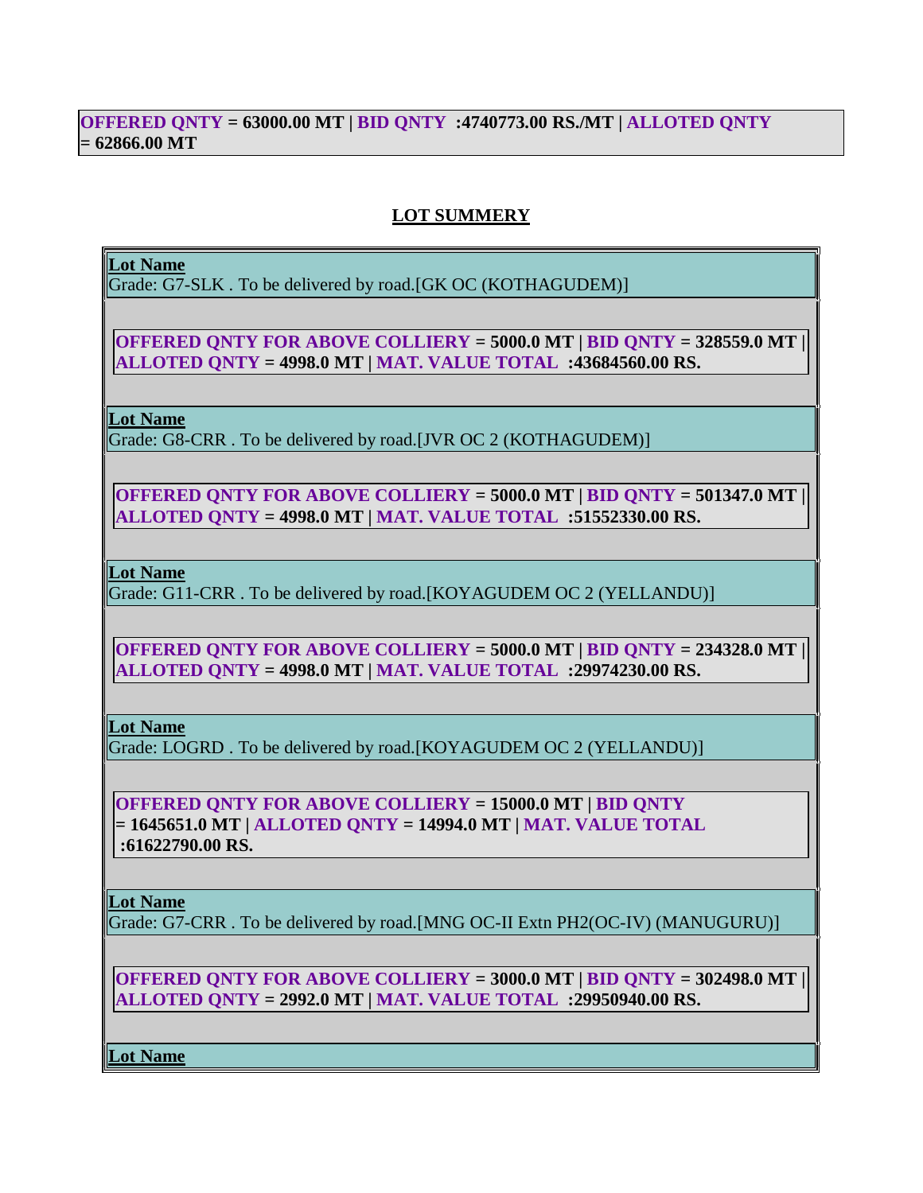**OFFERED QNTY = 63000.00 MT | BID QNTY :4740773.00 RS./MT | ALLOTED QNTY = 62866.00 MT**

## LOT SUMMERY

**Lot Name**
Grade: G7-SLK . To be delivered by road.[GK OC (KOTHAGUDEM)]

**OFFERED QNTY FOR ABOVE COLLIERY = 5000.0 MT | BID QNTY = 328559.0 MT | ALLOTED QNTY = 4998.0 MT | MAT. VALUE TOTAL :43684560.00 RS.**

**Lot Name**
Grade: G8-CRR . To be delivered by road.[JVR OC 2 (KOTHAGUDEM)]

**OFFERED QNTY FOR ABOVE COLLIERY = 5000.0 MT | BID QNTY = 501347.0 MT | ALLOTED QNTY = 4998.0 MT | MAT. VALUE TOTAL :51552330.00 RS.**

**Lot Name**
Grade: G11-CRR . To be delivered by road.[KOYAGUDEM OC 2 (YELLANDU)]

**OFFERED QNTY FOR ABOVE COLLIERY = 5000.0 MT | BID QNTY = 234328.0 MT | ALLOTED QNTY = 4998.0 MT | MAT. VALUE TOTAL :29974230.00 RS.**

**Lot Name**
Grade: LOGRD . To be delivered by road.[KOYAGUDEM OC 2 (YELLANDU)]

**OFFERED QNTY FOR ABOVE COLLIERY = 15000.0 MT | BID QNTY = 1645651.0 MT | ALLOTED QNTY = 14994.0 MT | MAT. VALUE TOTAL :61622790.00 RS.**

**Lot Name**
Grade: G7-CRR . To be delivered by road.[MNG OC-II Extn PH2(OC-IV) (MANUGURU)]

**OFFERED QNTY FOR ABOVE COLLIERY = 3000.0 MT | BID QNTY = 302498.0 MT | ALLOTED QNTY = 2992.0 MT | MAT. VALUE TOTAL :29950940.00 RS.**

**Lot Name**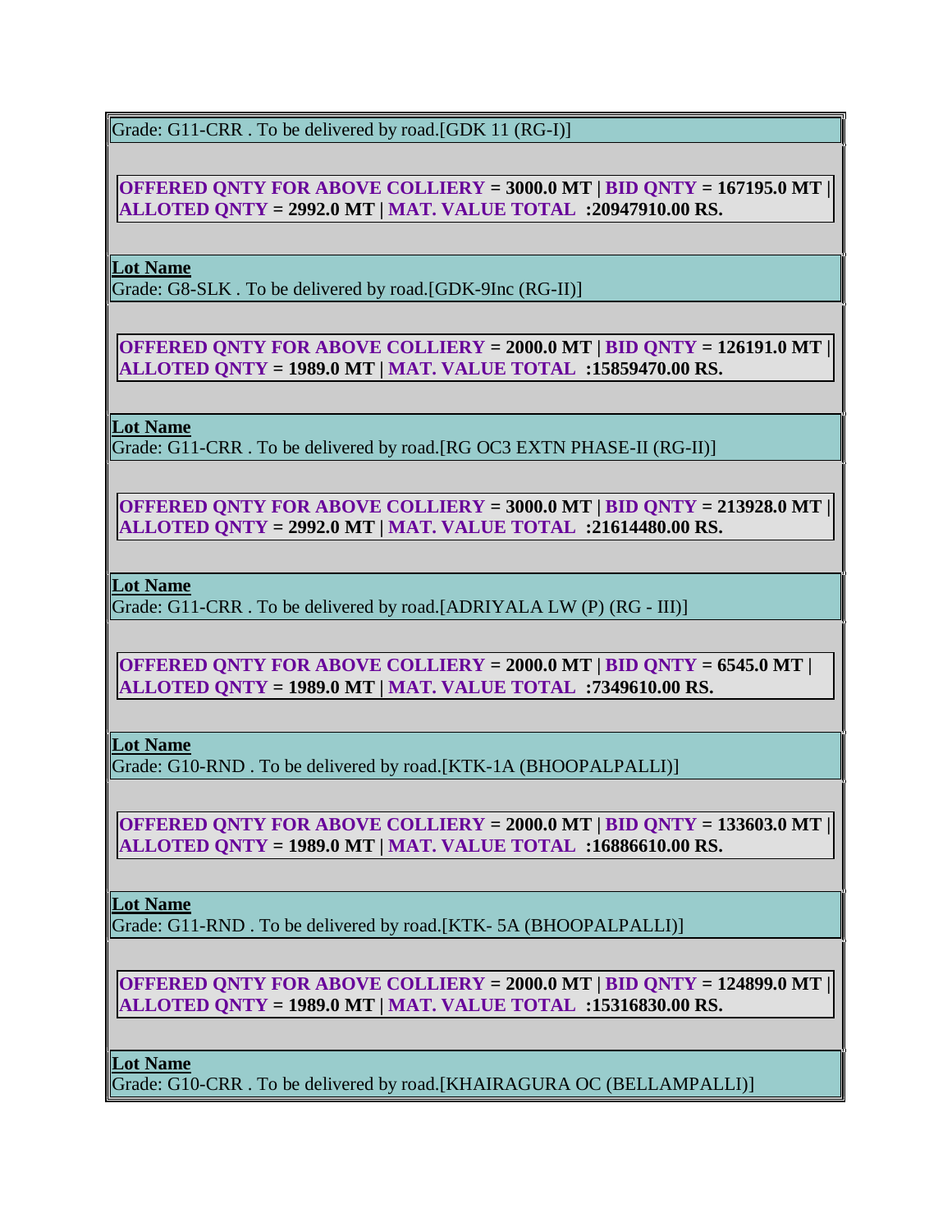Grade: G11-CRR . To be delivered by road.[GDK 11 (RG-I)]

**OFFERED QNTY FOR ABOVE COLLIERY = 3000.0 MT | BID QNTY = 167195.0 MT | ALLOTED QNTY = 2992.0 MT | MAT. VALUE TOTAL :20947910.00 RS.**

**Lot Name**
Grade: G8-SLK . To be delivered by road.[GDK-9Inc (RG-II)]

**OFFERED QNTY FOR ABOVE COLLIERY = 2000.0 MT | BID QNTY = 126191.0 MT | ALLOTED QNTY = 1989.0 MT | MAT. VALUE TOTAL :15859470.00 RS.**

**Lot Name**
Grade: G11-CRR . To be delivered by road.[RG OC3 EXTN PHASE-II (RG-II)]

**OFFERED QNTY FOR ABOVE COLLIERY = 3000.0 MT | BID QNTY = 213928.0 MT | ALLOTED QNTY = 2992.0 MT | MAT. VALUE TOTAL :21614480.00 RS.**

**Lot Name**
Grade: G11-CRR . To be delivered by road.[ADRIYALA LW (P) (RG - III)]

**OFFERED QNTY FOR ABOVE COLLIERY = 2000.0 MT | BID QNTY = 6545.0 MT | ALLOTED QNTY = 1989.0 MT | MAT. VALUE TOTAL :7349610.00 RS.**

**Lot Name**
Grade: G10-RND . To be delivered by road.[KTK-1A (BHOOPALPALLI)]

**OFFERED QNTY FOR ABOVE COLLIERY = 2000.0 MT | BID QNTY = 133603.0 MT | ALLOTED QNTY = 1989.0 MT | MAT. VALUE TOTAL :16886610.00 RS.**

**Lot Name**
Grade: G11-RND . To be delivered by road.[KTK- 5A (BHOOPALPALLI)]

**OFFERED QNTY FOR ABOVE COLLIERY = 2000.0 MT | BID QNTY = 124899.0 MT | ALLOTED QNTY = 1989.0 MT | MAT. VALUE TOTAL :15316830.00 RS.**

**Lot Name**
Grade: G10-CRR . To be delivered by road.[KHAIRAGURA OC (BELLAMPALLI)]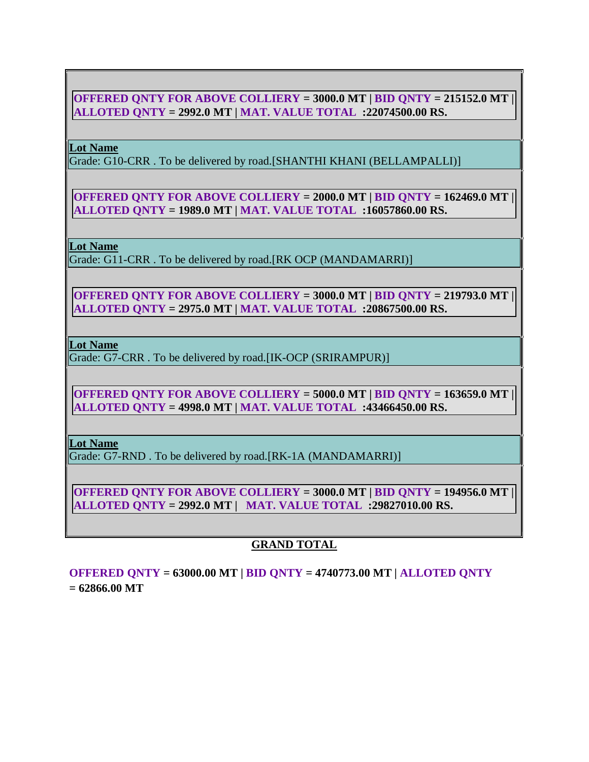**OFFERED QNTY FOR ABOVE COLLIERY = 3000.0 MT | BID QNTY = 215152.0 MT | ALLOTED QNTY = 2992.0 MT | MAT. VALUE TOTAL :22074500.00 RS.**

**Lot Name**
Grade: G10-CRR . To be delivered by road.[SHANTHI KHANI (BELLAMPALLI)]

**OFFERED QNTY FOR ABOVE COLLIERY = 2000.0 MT | BID QNTY = 162469.0 MT | ALLOTED QNTY = 1989.0 MT | MAT. VALUE TOTAL :16057860.00 RS.**

**Lot Name**
Grade: G11-CRR . To be delivered by road.[RK OCP (MANDAMARRI)]

**OFFERED QNTY FOR ABOVE COLLIERY = 3000.0 MT | BID QNTY = 219793.0 MT | ALLOTED QNTY = 2975.0 MT | MAT. VALUE TOTAL :20867500.00 RS.**

**Lot Name**
Grade: G7-CRR . To be delivered by road.[IK-OCP (SRIRAMPUR)]

**OFFERED QNTY FOR ABOVE COLLIERY = 5000.0 MT | BID QNTY = 163659.0 MT | ALLOTED QNTY = 4998.0 MT | MAT. VALUE TOTAL :43466450.00 RS.**

**Lot Name**
Grade: G7-RND . To be delivered by road.[RK-1A (MANDAMARRI)]

**OFFERED QNTY FOR ABOVE COLLIERY = 3000.0 MT | BID QNTY = 194956.0 MT | ALLOTED QNTY = 2992.0 MT | MAT. VALUE TOTAL :29827010.00 RS.**

**GRAND TOTAL**

**OFFERED QNTY = 63000.00 MT | BID QNTY = 4740773.00 MT | ALLOTED QNTY = 62866.00 MT**